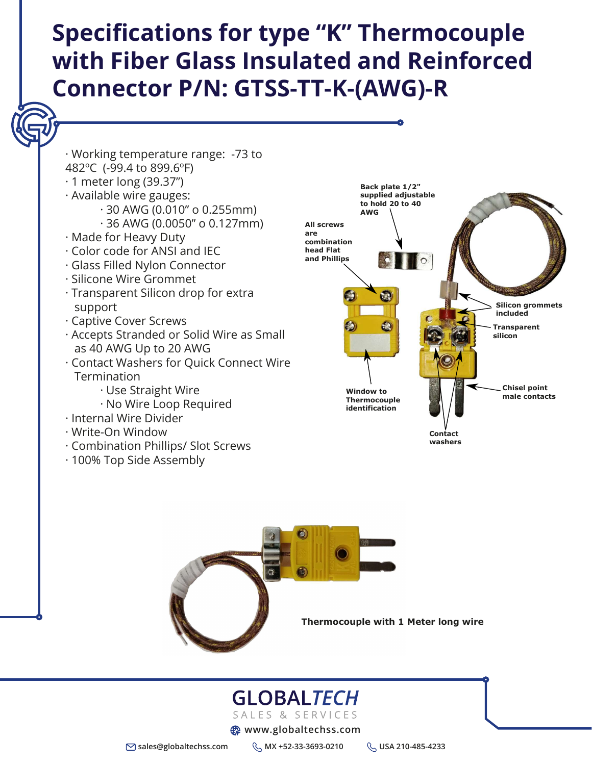# Specifications for type "K" Thermocouple with Fiber Glass Insulated and Reinforced Connector P/N: GTSS-TT-K-(AWG)-R

- Working temperature range: -73 to 482ºC (-99.4 to 899.6ºF)
- 1 meter long (39.37")
- Available wire gauges:
  - 30 AWG (0.010" o 0.255mm)
  - 36 AWG (0.0050" o 0.127mm)
- Made for Heavy Duty
- Color code for ANSI and IEC
- Glass Filled Nylon Connector
- Silicone Wire Grommet
- Transparent Silicon drop for extra support
- Captive Cover Screws
- Accepts Stranded or Solid Wire as Small as 40 AWG Up to 20 AWG
- Contact Washers for Quick Connect Wire Termination
  - Use Straight Wire
  - No Wire Loop Required
- Internal Wire Divider
- Write-On Window
- Combination Phillips/ Slot Screws
- 100% Top Side Assembly

**Back plate 1/2" supplied adjustable to hold 20 to 40 AWG**

**All screws are combination head Flat and Phillips**

**Silicon grommets included**

**Transparent silicon**

**Window to Thermocouple identification**

**Chisel point male contacts**

**Contact washers**

**Thermocouple with 1 Meter long wire**

GLOBALTECH SALES & SERVICES

www.globaltechss.com

sales@globaltechss.com MX +52-33-3693-0210 USA 210-485-4233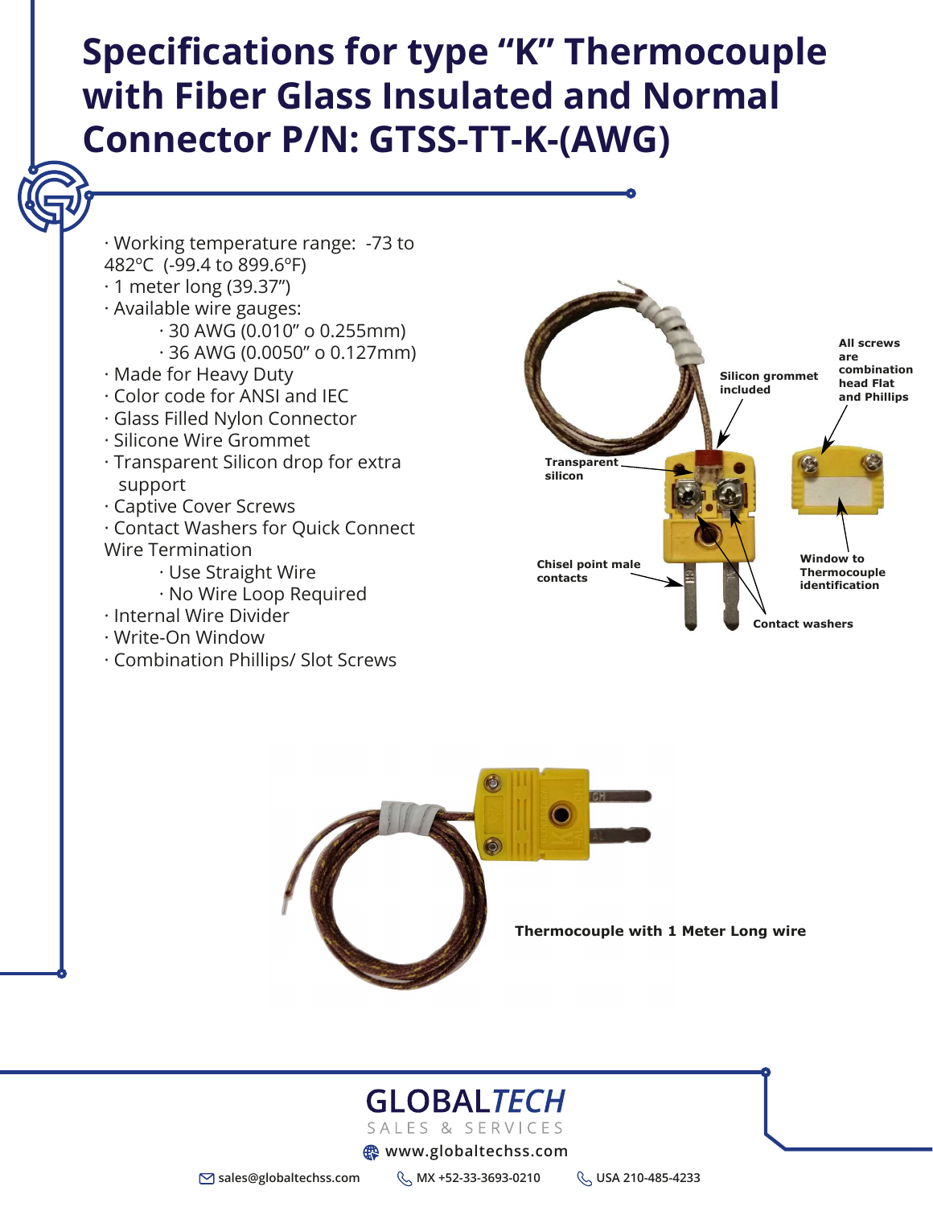# Specifications for type "K" Thermocouple with Fiber Glass Insulated and Normal Connector P/N: GTSS-TT-K-(AWG)

- Working temperature range: -73 to 482ºC (-99.4 to 899.6ºF)
- 1 meter long (39.37")
- Available wire gauges:
  - 30 AWG (0.010" o 0.255mm)
  - 36 AWG (0.0050" o 0.127mm)
- Made for Heavy Duty
- Color code for ANSI and IEC
- Glass Filled Nylon Connector
- Silicone Wire Grommet
- Transparent Silicon drop for extra support
- Captive Cover Screws
- Contact Washers for Quick Connect Wire Termination
  - Use Straight Wire
  - No Wire Loop Required
- Internal Wire Divider
- Write-On Window
- Combination Phillips/ Slot Screws

**Silicon grommet included**

**All screws are combination head Flat and Phillips**

**Transparent silicon**

**Chisel point male contacts**

**Window to Thermocouple identification**

**Contact washers**

**Thermocouple with 1 Meter Long wire**

GLOBALTECH
SALES & SERVICES
www.globaltechss.com

sales@globaltechss.com MX +52-33-3693-0210 USA 210-485-4233